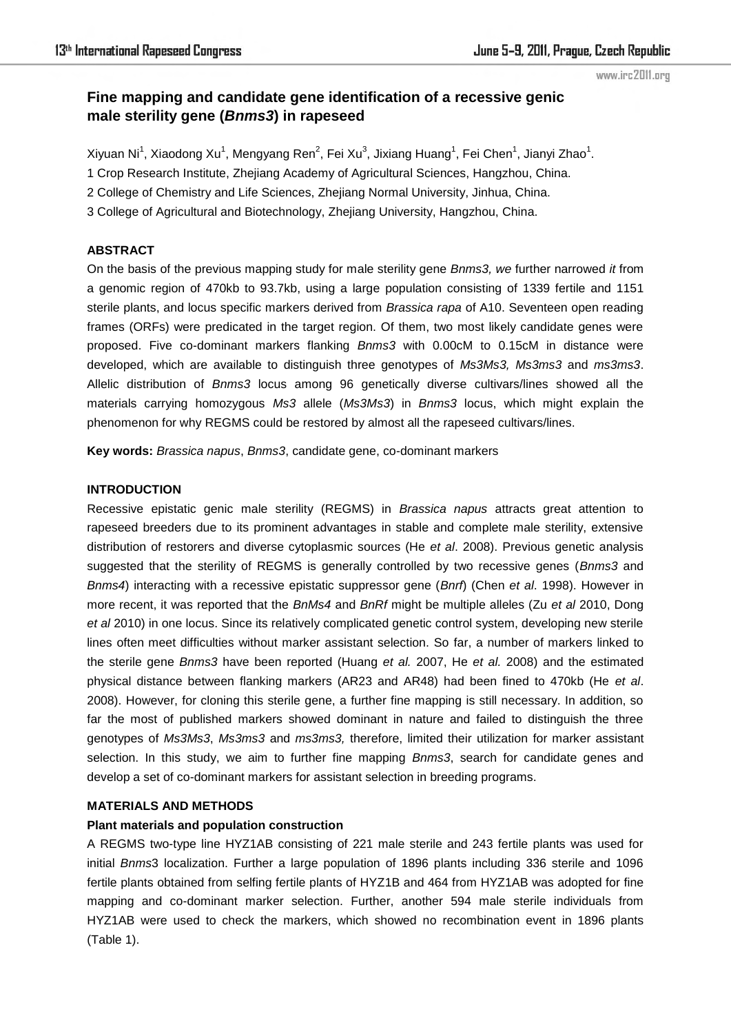# Fine mapping and candidate gene identification of a recessive genic male sterility gene (*Bnms3*) in rapeseed

Xiyuan Ni[1], Xiaodong Xu[1], Mengyang Ren[2], Fei Xu[3], Jixiang Huang[1], Fei Chen[1], Jianyi Zhao[1].

1 Crop Research Institute, Zhejiang Academy of Agricultural Sciences, Hangzhou, China.

2 College of Chemistry and Life Sciences, Zhejiang Normal University, Jinhua, China.

3 College of Agricultural and Biotechnology, Zhejiang University, Hangzhou, China.

## ABSTRACT

On the basis of the previous mapping study for male sterility gene *Bnms3, we* further narrowed *it* from a genomic region of 470kb to 93.7kb, using a large population consisting of 1339 fertile and 1151 sterile plants, and locus specific markers derived from *Brassica rapa* of A10. Seventeen open reading frames (ORFs) were predicated in the target region. Of them, two most likely candidate genes were proposed. Five co-dominant markers flanking *Bnms3* with 0.00cM to 0.15cM in distance were developed, which are available to distinguish three genotypes of *Ms3Ms3, Ms3ms3* and *ms3ms3*. Allelic distribution of *Bnms3* locus among 96 genetically diverse cultivars/lines showed all the materials carrying homozygous *Ms3* allele (*Ms3Ms3*) in *Bnms3* locus, which might explain the phenomenon for why REGMS could be restored by almost all the rapeseed cultivars/lines.

**Key words:** *Brassica napus*, *Bnms3*, candidate gene, co-dominant markers

## INTRODUCTION

Recessive epistatic genic male sterility (REGMS) in *Brassica napus* attracts great attention to rapeseed breeders due to its prominent advantages in stable and complete male sterility, extensive distribution of restorers and diverse cytoplasmic sources (He *et al*. 2008). Previous genetic analysis suggested that the sterility of REGMS is generally controlled by two recessive genes (*Bnms3* and *Bnms4*) interacting with a recessive epistatic suppressor gene (*Bnrf*) (Chen *et al*. 1998). However in more recent, it was reported that the *BnMs4* and *BnRf* might be multiple alleles (Zu *et al* 2010, Dong *et al* 2010) in one locus. Since its relatively complicated genetic control system, developing new sterile lines often meet difficulties without marker assistant selection. So far, a number of markers linked to the sterile gene *Bnms3* have been reported (Huang *et al.* 2007, He *et al.* 2008) and the estimated physical distance between flanking markers (AR23 and AR48) had been fined to 470kb (He *et al*. 2008). However, for cloning this sterile gene, a further fine mapping is still necessary. In addition, so far the most of published markers showed dominant in nature and failed to distinguish the three genotypes of *Ms3Ms3*, *Ms3ms3* and *ms3ms3,* therefore, limited their utilization for marker assistant selection. In this study, we aim to further fine mapping *Bnms3*, search for candidate genes and develop a set of co-dominant markers for assistant selection in breeding programs.

## MATERIALS AND METHODS

### Plant materials and population construction

A REGMS two-type line HYZ1AB consisting of 221 male sterile and 243 fertile plants was used for initial *Bnms*3 localization. Further a large population of 1896 plants including 336 sterile and 1096 fertile plants obtained from selfing fertile plants of HYZ1B and 464 from HYZ1AB was adopted for fine mapping and co-dominant marker selection. Further, another 594 male sterile individuals from HYZ1AB were used to check the markers, which showed no recombination event in 1896 plants (Table 1).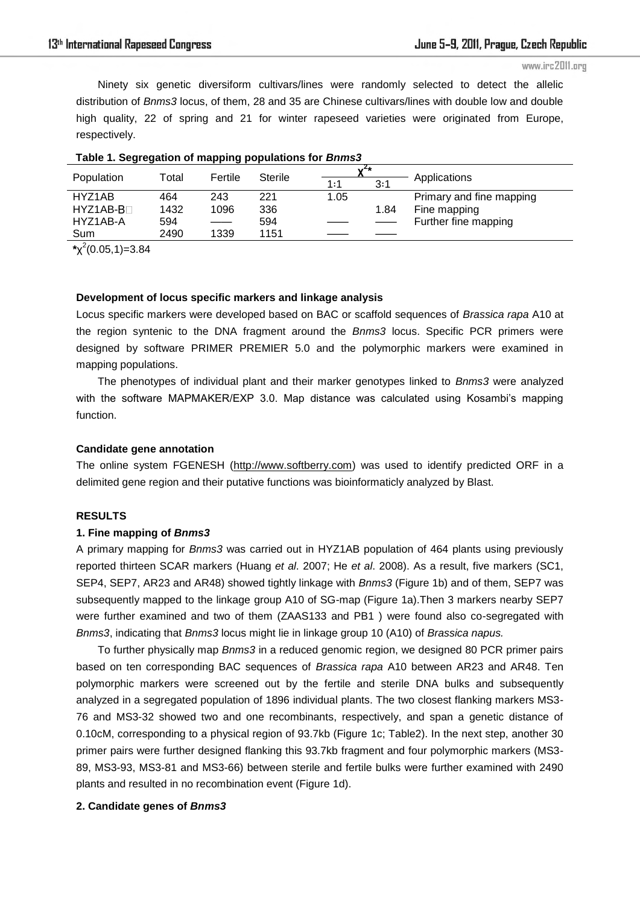Ninety six genetic diversiform cultivars/lines were randomly selected to detect the allelic distribution of *Bnms3* locus, of them, 28 and 35 are Chinese cultivars/lines with double low and double high quality, 22 of spring and 21 for winter rapeseed varieties were originated from Europe, respectively.

**Table 1. Segregation of mapping populations for *Bnms3***

| Population | Total | Fertile | Sterile | $\chi^{2}$* | | Applications |
|---|---|---|---|---|---|---|
| | | | | 1:1 | 3:1 | |
| HYZ1AB | 464 | 243 | 221 | 1.05 | | Primary and fine mapping |
| HYZ1AB-B□ | 1432 | 1096 | 336 | | 1.84 | Fine mapping |
| HYZ1AB-A | 594 | —— | 594 | —— | —— | Further fine mapping |
| Sum | 2490 | 1339 | 1151 | —— | —— | |

*$\chi^{2}(0.05,1)=3.84$

**Development of locus specific markers and linkage analysis**

Locus specific markers were developed based on BAC or scaffold sequences of *Brassica rapa* A10 at the region syntenic to the DNA fragment around the *Bnms3* locus. Specific PCR primers were designed by software PRIMER PREMIER 5.0 and the polymorphic markers were examined in mapping populations.

The phenotypes of individual plant and their marker genotypes linked to *Bnms3* were analyzed with the software MAPMAKER/EXP 3.0. Map distance was calculated using Kosambi's mapping function.

**Candidate gene annotation**

The online system FGENESH (http://www.softberry.com) was used to identify predicted ORF in a delimited gene region and their putative functions was bioinformaticly analyzed by Blast.

**RESULTS**

**1. Fine mapping of *Bnms3***

A primary mapping for *Bnms3* was carried out in HYZ1AB population of 464 plants using previously reported thirteen SCAR markers (Huang *et al*. 2007; He *et al*. 2008). As a result, five markers (SC1, SEP4, SEP7, AR23 and AR48) showed tightly linkage with *Bnms3* (Figure 1b) and of them, SEP7 was subsequently mapped to the linkage group A10 of SG-map (Figure 1a).Then 3 markers nearby SEP7 were further examined and two of them (ZAAS133 and PB1 ) were found also co-segregated with *Bnms3*, indicating that *Bnms3* locus might lie in linkage group 10 (A10) of *Brassica napus.*

To further physically map *Bnms3* in a reduced genomic region, we designed 80 PCR primer pairs based on ten corresponding BAC sequences of *Brassica rapa* A10 between AR23 and AR48. Ten polymorphic markers were screened out by the fertile and sterile DNA bulks and subsequently analyzed in a segregated population of 1896 individual plants. The two closest flanking markers MS3-76 and MS3-32 showed two and one recombinants, respectively, and span a genetic distance of 0.10cM, corresponding to a physical region of 93.7kb (Figure 1c; Table2). In the next step, another 30 primer pairs were further designed flanking this 93.7kb fragment and four polymorphic markers (MS3-89, MS3-93, MS3-81 and MS3-66) between sterile and fertile bulks were further examined with 2490 plants and resulted in no recombination event (Figure 1d).

**2. Candidate genes of *Bnms3***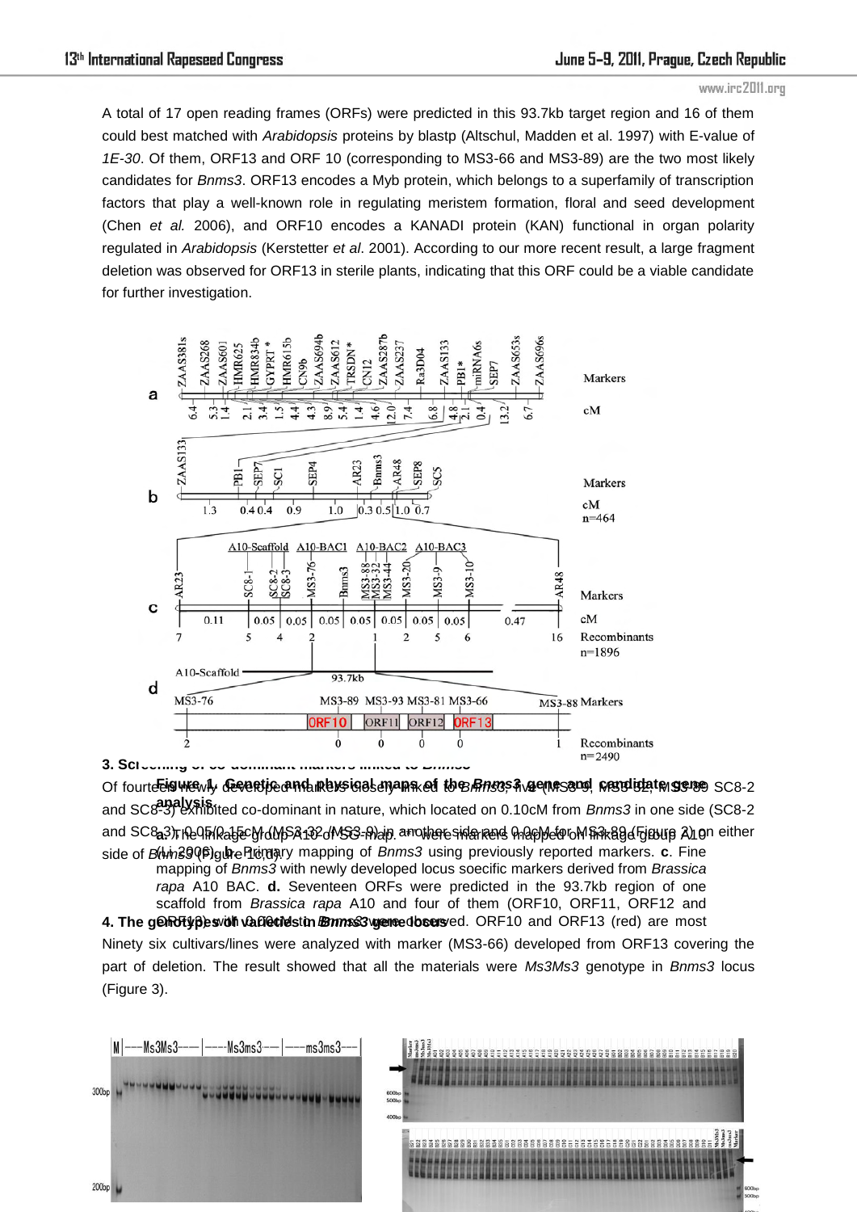A total of 17 open reading frames (ORFs) were predicted in this 93.7kb target region and 16 of them could best matched with *Arabidopsis* proteins by blastp (Altschul, Madden et al. 1997) with E-value of *1E-30*. Of them, ORF13 and ORF 10 (corresponding to MS3-66 and MS3-89) are the two most likely candidates for *Bnms3*. ORF13 encodes a Myb protein, which belongs to a superfamily of transcription factors that play a well-known role in regulating meristem formation, floral and seed development (Chen *et al.* 2006), and ORF10 encodes a KANADI protein (KAN) functional in organ polarity regulated in *Arabidopsis* (Kerstetter *et al*. 2001). According to our more recent result, a large fragment deletion was observed for ORF13 in sterile plants, indicating that this ORF could be a viable candidate for further investigation.

**Figure 1. Genetic and physical maps of the *Bnms3* gene and candidate gene analysis.**
**a.** The linkage group A10 of SG-map. ** were markers mapped on linkage group A10 (Li 2006). **b.** Primary mapping of *Bnms3* using previously reported markers. **c**. Fine mapping of *Bnms3* with newly developed locus soecific markers derived from *Brassica rapa* A10 BAC. **d.** Seventeen ORFs were predicted in the 93.7kb region of one scaffold from *Brassica rapa* A10 and four of them (ORF10, ORF11, ORF12 and ORF13) with a distance in *Bnms3* were observed. ORF10 and ORF13 (red) are most

### 3. Screening of co-dominant markers linked to *Bnms3*

Of fourteen newly developed markers closely linked to *Bnms3*, five (MS3-9, MS3-32, MS3-89 SC8-2 and SC8-3) exhibited co-dominant in nature, which located on 0.10cM from *Bnms3* in one side (SC8-2 and SC8-3), 0.05/0.15cM (MS3-32/MS3-9) in another side and 0.0cM for MS3-89 (Figure 2) on either side of *Bnms3* (Figure 1c,d).

### 4. The genotypes of varieties in *Bnms3* gene locus

Ninety six cultivars/lines were analyzed with marker (MS3-66) developed from ORF13 covering the part of deletion. The result showed that all the materials were *Ms3Ms3* genotype in *Bnms3* locus (Figure 3).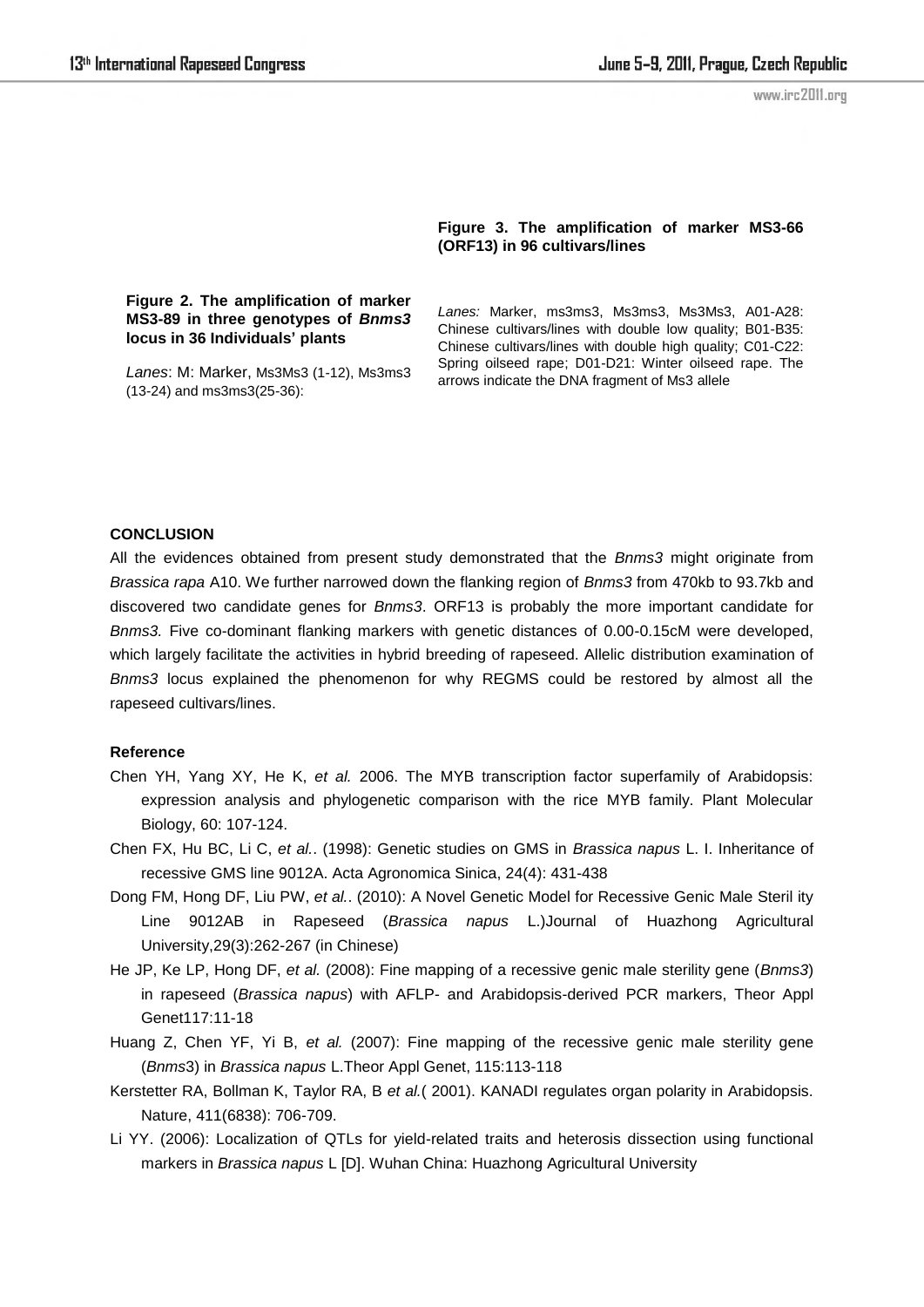**Figure 2. The amplification of marker MS3-89 in three genotypes of *Bnms3* locus in 36 Individuals' plants**

*Lanes*: M: Marker, Ms3Ms3 (1-12), Ms3ms3 (13-24) and ms3ms3(25-36):

**Figure 3. The amplification of marker MS3-66 (ORF13) in 96 cultivars/lines**

*Lanes:* Marker, ms3ms3, Ms3ms3, Ms3Ms3, A01-A28: Chinese cultivars/lines with double low quality; B01-B35: Chinese cultivars/lines with double high quality; C01-C22: Spring oilseed rape; D01-D21: Winter oilseed rape. The arrows indicate the DNA fragment of Ms3 allele

**CONCLUSION**

All the evidences obtained from present study demonstrated that the *Bnms3* might originate from *Brassica rapa* A10. We further narrowed down the flanking region of *Bnms3* from 470kb to 93.7kb and discovered two candidate genes for *Bnms3*. ORF13 is probably the more important candidate for *Bnms3.* Five co-dominant flanking markers with genetic distances of 0.00-0.15cM were developed, which largely facilitate the activities in hybrid breeding of rapeseed. Allelic distribution examination of *Bnms3* locus explained the phenomenon for why REGMS could be restored by almost all the rapeseed cultivars/lines.

**Reference**

Chen YH, Yang XY, He K, *et al.* 2006. The MYB transcription factor superfamily of Arabidopsis: expression analysis and phylogenetic comparison with the rice MYB family. Plant Molecular Biology, 60: 107-124.

Chen FX, Hu BC, Li C, *et al.*. (1998): Genetic studies on GMS in *Brassica napus* L. I. Inheritance of recessive GMS line 9012A. Acta Agronomica Sinica, 24(4): 431-438

Dong FM, Hong DF, Liu PW, *et al.*. (2010): A Novel Genetic Model for Recessive Genic Male Steril ity Line 9012AB in Rapeseed (*Brassica napus* L.)Journal of Huazhong Agricultural University,29(3):262-267 (in Chinese)

He JP, Ke LP, Hong DF, *et al.* (2008): Fine mapping of a recessive genic male sterility gene (*Bnms3*) in rapeseed (*Brassica napus*) with AFLP- and Arabidopsis-derived PCR markers, Theor Appl Genet117:11-18

Huang Z, Chen YF, Yi B, *et al.* (2007): Fine mapping of the recessive genic male sterility gene (*Bnms*3) in *Brassica napus* L.Theor Appl Genet, 115:113-118

Kerstetter RA, Bollman K, Taylor RA, B *et al.*( 2001). KANADI regulates organ polarity in Arabidopsis. Nature, 411(6838): 706-709.

Li YY. (2006): Localization of QTLs for yield-related traits and heterosis dissection using functional markers in *Brassica napus* L [D]. Wuhan China: Huazhong Agricultural University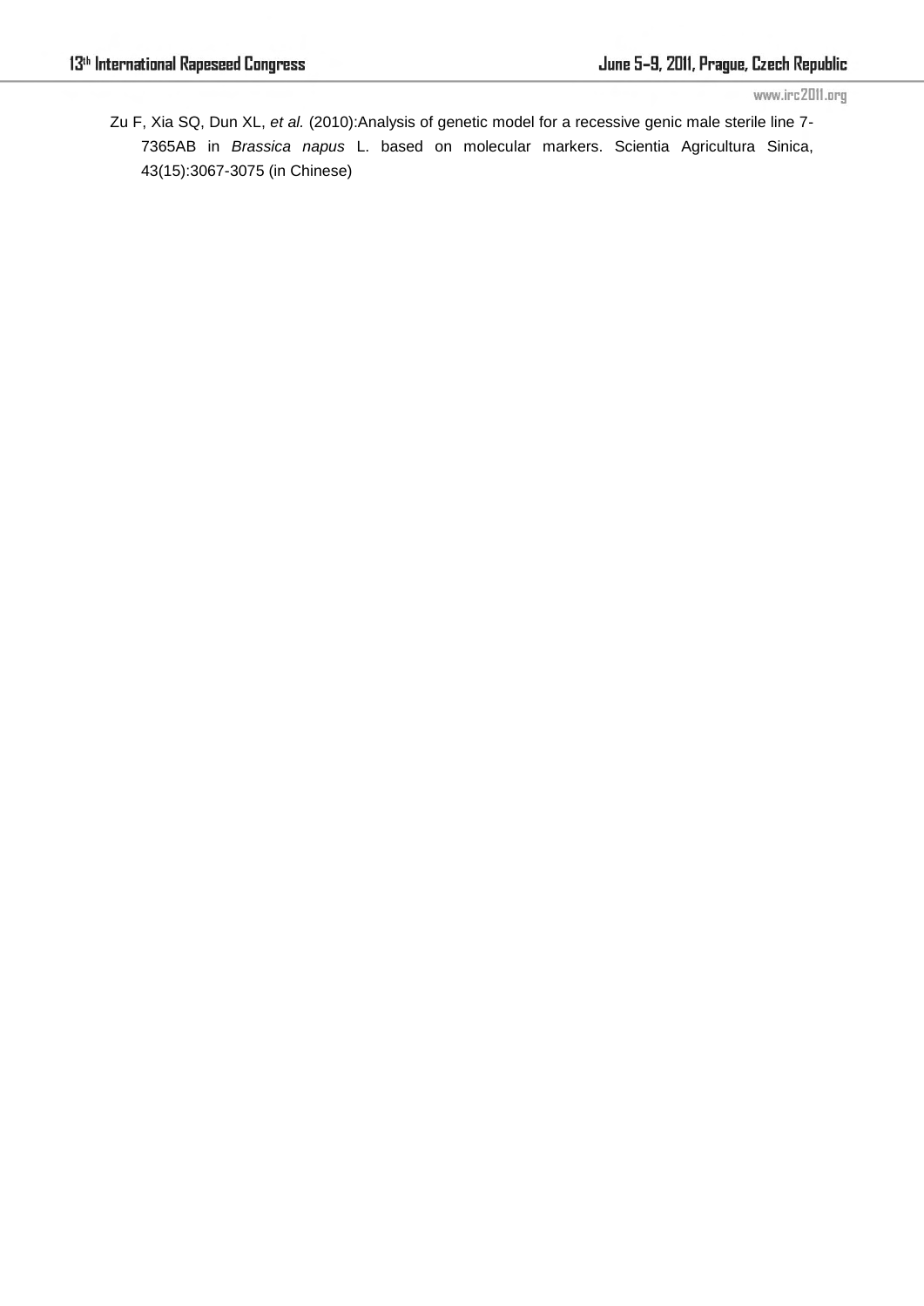Zu F, Xia SQ, Dun XL, *et al.* (2010):Analysis of genetic model for a recessive genic male sterile line 7-7365AB in *Brassica napus* L. based on molecular markers. Scientia Agricultura Sinica, 43(15):3067-3075 (in Chinese)